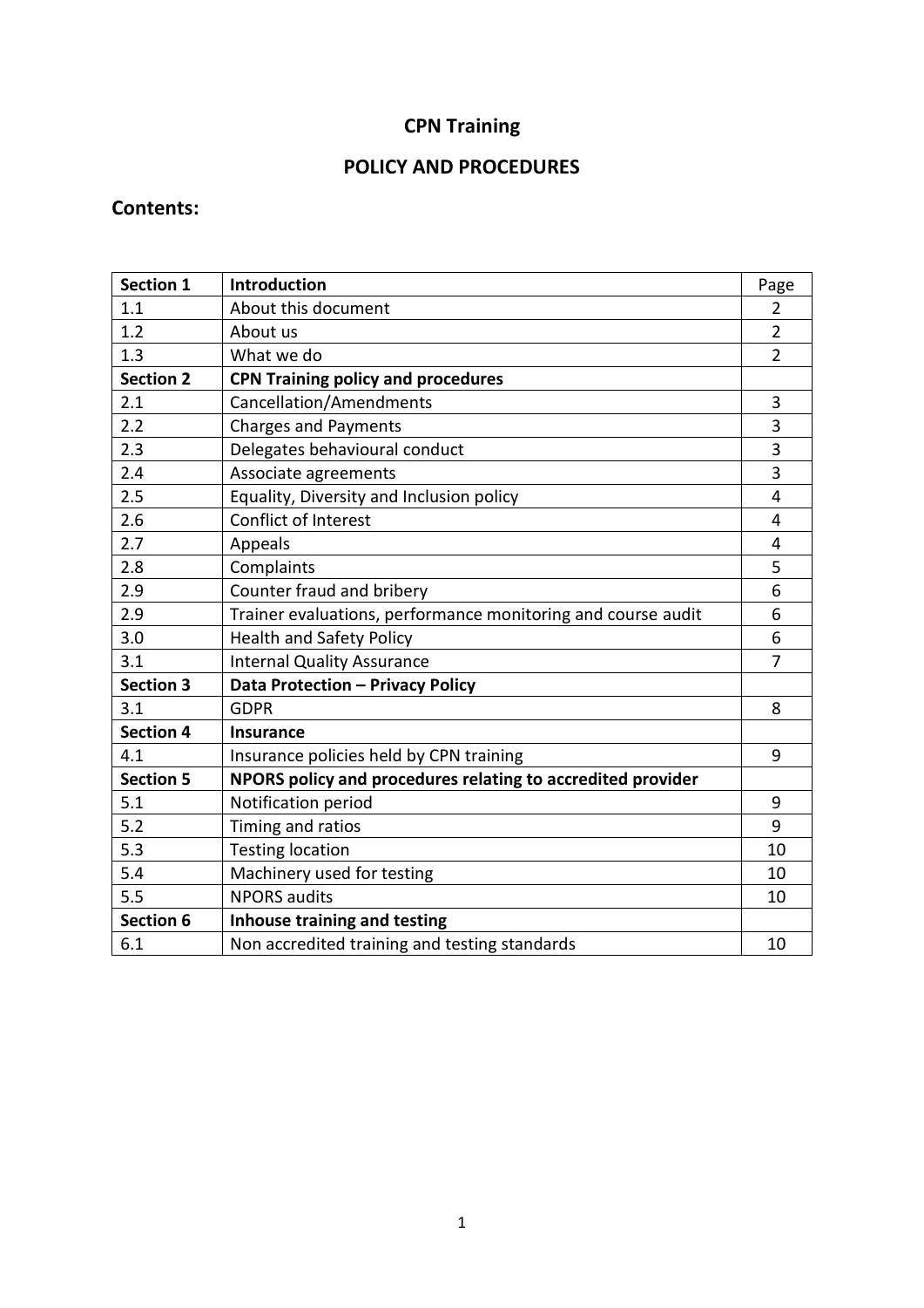# CPN Training

## POLICY AND PROCEDURES

### Contents:

| **Section 1** | **Introduction** | Page |
|---|---|---|
| 1.1 | About this document | 2 |
| 1.2 | About us | 2 |
| 1.3 | What we do | 2 |
| **Section 2** | **CPN Training policy and procedures** | |
| 2.1 | Cancellation/Amendments | 3 |
| 2.2 | Charges and Payments | 3 |
| 2.3 | Delegates behavioural conduct | 3 |
| 2.4 | Associate agreements | 3 |
| 2.5 | Equality, Diversity and Inclusion policy | 4 |
| 2.6 | Conflict of Interest | 4 |
| 2.7 | Appeals | 4 |
| 2.8 | Complaints | 5 |
| 2.9 | Counter fraud and bribery | 6 |
| 2.9 | Trainer evaluations, performance monitoring and course audit | 6 |
| 3.0 | Health and Safety Policy | 6 |
| 3.1 | Internal Quality Assurance | 7 |
| **Section 3** | **Data Protection – Privacy Policy** | |
| 3.1 | GDPR | 8 |
| **Section 4** | **Insurance** | |
| 4.1 | Insurance policies held by CPN training | 9 |
| **Section 5** | **NPORS policy and procedures relating to accredited provider** | |
| 5.1 | Notification period | 9 |
| 5.2 | Timing and ratios | 9 |
| 5.3 | Testing location | 10 |
| 5.4 | Machinery used for testing | 10 |
| 5.5 | NPORS audits | 10 |
| **Section 6** | **Inhouse training and testing** | |
| 6.1 | Non accredited training and testing standards | 10 |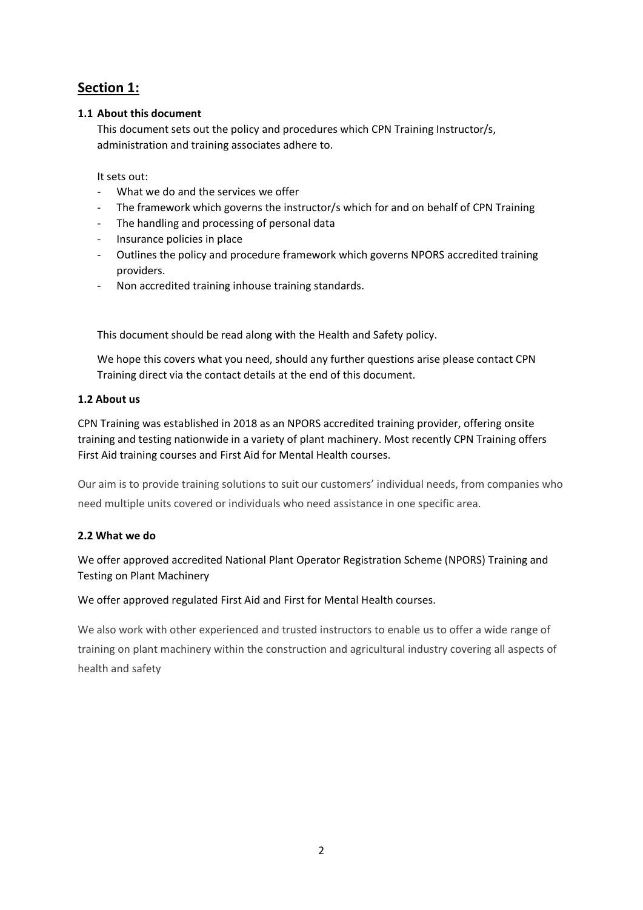# Section 1:

### 1.1 About this document

This document sets out the policy and procedures which CPN Training Instructor/s, administration and training associates adhere to.

It sets out:

- What we do and the services we offer
- The framework which governs the instructor/s which for and on behalf of CPN Training
- The handling and processing of personal data
- Insurance policies in place
- Outlines the policy and procedure framework which governs NPORS accredited training providers.
- Non accredited training inhouse training standards.

This document should be read along with the Health and Safety policy.

We hope this covers what you need, should any further questions arise please contact CPN Training direct via the contact details at the end of this document.

### 1.2 About us

CPN Training was established in 2018 as an NPORS accredited training provider, offering onsite training and testing nationwide in a variety of plant machinery. Most recently CPN Training offers First Aid training courses and First Aid for Mental Health courses.

Our aim is to provide training solutions to suit our customers' individual needs, from companies who need multiple units covered or individuals who need assistance in one specific area.

### 2.2 What we do

We offer approved accredited National Plant Operator Registration Scheme (NPORS) Training and Testing on Plant Machinery

We offer approved regulated First Aid and First for Mental Health courses.

We also work with other experienced and trusted instructors to enable us to offer a wide range of training on plant machinery within the construction and agricultural industry covering all aspects of health and safety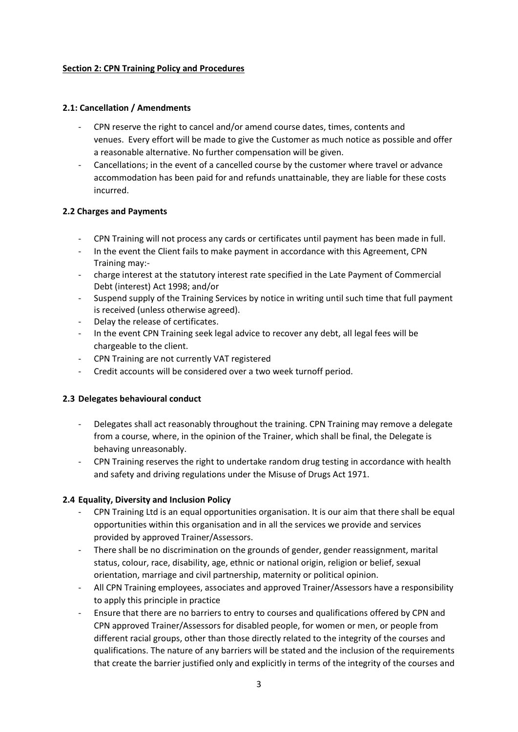**Section 2: CPN Training Policy and Procedures**

**2.1: Cancellation / Amendments**

- CPN reserve the right to cancel and/or amend course dates, times, contents and venues. Every effort will be made to give the Customer as much notice as possible and offer a reasonable alternative. No further compensation will be given.
- Cancellations; in the event of a cancelled course by the customer where travel or advance accommodation has been paid for and refunds unattainable, they are liable for these costs incurred.

**2.2 Charges and Payments**

- CPN Training will not process any cards or certificates until payment has been made in full.
- In the event the Client fails to make payment in accordance with this Agreement, CPN Training may:-
- charge interest at the statutory interest rate specified in the Late Payment of Commercial Debt (interest) Act 1998; and/or
- Suspend supply of the Training Services by notice in writing until such time that full payment is received (unless otherwise agreed).
- Delay the release of certificates.
- In the event CPN Training seek legal advice to recover any debt, all legal fees will be chargeable to the client.
- CPN Training are not currently VAT registered
- Credit accounts will be considered over a two week turnoff period.

**2.3 Delegates behavioural conduct**

- Delegates shall act reasonably throughout the training. CPN Training may remove a delegate from a course, where, in the opinion of the Trainer, which shall be final, the Delegate is behaving unreasonably.
- CPN Training reserves the right to undertake random drug testing in accordance with health and safety and driving regulations under the Misuse of Drugs Act 1971.

**2.4 Equality, Diversity and Inclusion Policy**

- CPN Training Ltd is an equal opportunities organisation. It is our aim that there shall be equal opportunities within this organisation and in all the services we provide and services provided by approved Trainer/Assessors.
- There shall be no discrimination on the grounds of gender, gender reassignment, marital status, colour, race, disability, age, ethnic or national origin, religion or belief, sexual orientation, marriage and civil partnership, maternity or political opinion.
- All CPN Training employees, associates and approved Trainer/Assessors have a responsibility to apply this principle in practice
- Ensure that there are no barriers to entry to courses and qualifications offered by CPN and CPN approved Trainer/Assessors for disabled people, for women or men, or people from different racial groups, other than those directly related to the integrity of the courses and qualifications. The nature of any barriers will be stated and the inclusion of the requirements that create the barrier justified only and explicitly in terms of the integrity of the courses and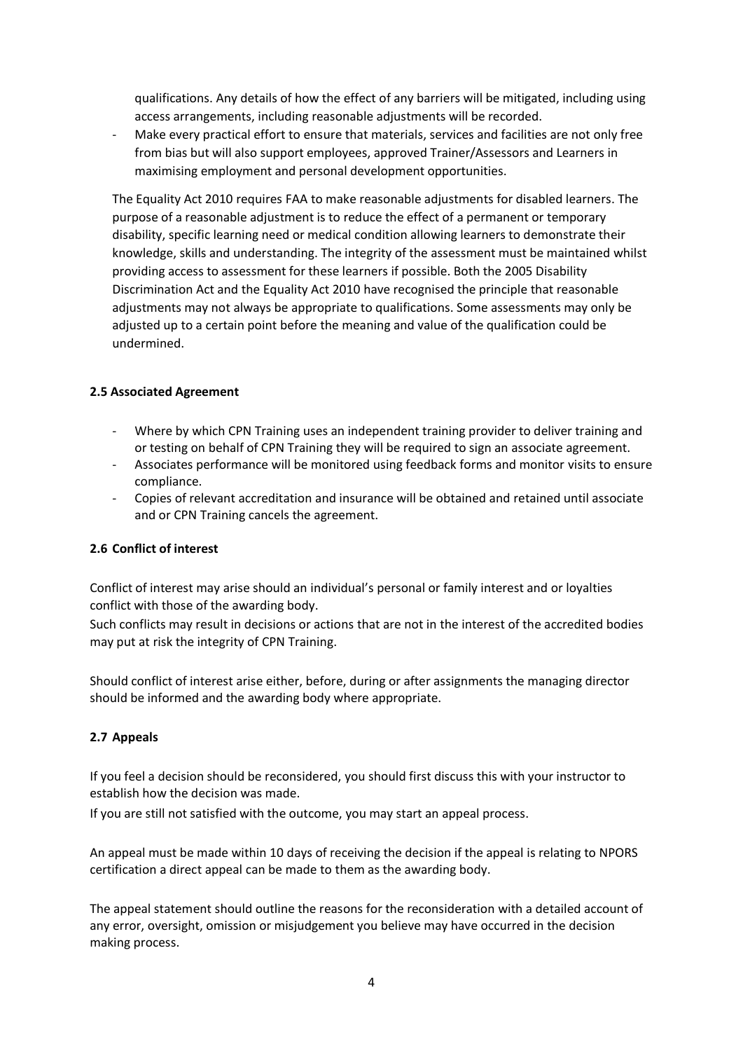qualifications. Any details of how the effect of any barriers will be mitigated, including using access arrangements, including reasonable adjustments will be recorded.

- Make every practical effort to ensure that materials, services and facilities are not only free from bias but will also support employees, approved Trainer/Assessors and Learners in maximising employment and personal development opportunities.

The Equality Act 2010 requires FAA to make reasonable adjustments for disabled learners. The purpose of a reasonable adjustment is to reduce the effect of a permanent or temporary disability, specific learning need or medical condition allowing learners to demonstrate their knowledge, skills and understanding. The integrity of the assessment must be maintained whilst providing access to assessment for these learners if possible. Both the 2005 Disability Discrimination Act and the Equality Act 2010 have recognised the principle that reasonable adjustments may not always be appropriate to qualifications. Some assessments may only be adjusted up to a certain point before the meaning and value of the qualification could be undermined.

**2.5 Associated Agreement**

- Where by which CPN Training uses an independent training provider to deliver training and or testing on behalf of CPN Training they will be required to sign an associate agreement.
- Associates performance will be monitored using feedback forms and monitor visits to ensure compliance.
- Copies of relevant accreditation and insurance will be obtained and retained until associate and or CPN Training cancels the agreement.

**2.6 Conflict of interest**

Conflict of interest may arise should an individual's personal or family interest and or loyalties conflict with those of the awarding body.

Such conflicts may result in decisions or actions that are not in the interest of the accredited bodies may put at risk the integrity of CPN Training.

Should conflict of interest arise either, before, during or after assignments the managing director should be informed and the awarding body where appropriate.

**2.7 Appeals**

If you feel a decision should be reconsidered, you should first discuss this with your instructor to establish how the decision was made.

If you are still not satisfied with the outcome, you may start an appeal process.

An appeal must be made within 10 days of receiving the decision if the appeal is relating to NPORS certification a direct appeal can be made to them as the awarding body.

The appeal statement should outline the reasons for the reconsideration with a detailed account of any error, oversight, omission or misjudgement you believe may have occurred in the decision making process.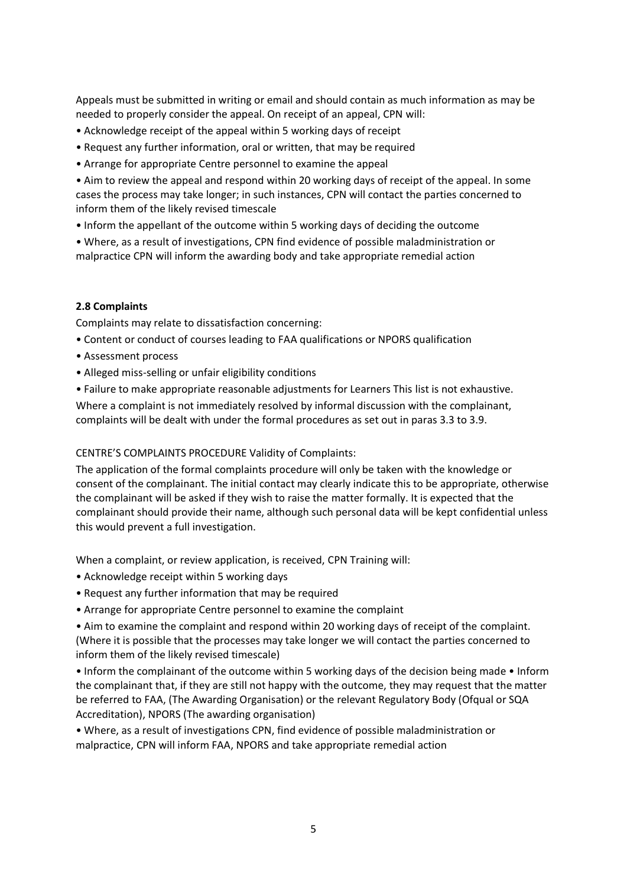Appeals must be submitted in writing or email and should contain as much information as may be needed to properly consider the appeal. On receipt of an appeal, CPN will:

- Acknowledge receipt of the appeal within 5 working days of receipt
- Request any further information, oral or written, that may be required
- Arrange for appropriate Centre personnel to examine the appeal
- Aim to review the appeal and respond within 20 working days of receipt of the appeal. In some cases the process may take longer; in such instances, CPN will contact the parties concerned to inform them of the likely revised timescale
- Inform the appellant of the outcome within 5 working days of deciding the outcome
- Where, as a result of investigations, CPN find evidence of possible maladministration or malpractice CPN will inform the awarding body and take appropriate remedial action

**2.8 Complaints**

Complaints may relate to dissatisfaction concerning:

- Content or conduct of courses leading to FAA qualifications or NPORS qualification
- Assessment process
- Alleged miss-selling or unfair eligibility conditions
- Failure to make appropriate reasonable adjustments for Learners This list is not exhaustive.

Where a complaint is not immediately resolved by informal discussion with the complainant, complaints will be dealt with under the formal procedures as set out in paras 3.3 to 3.9.

CENTRE'S COMPLAINTS PROCEDURE Validity of Complaints:

The application of the formal complaints procedure will only be taken with the knowledge or consent of the complainant. The initial contact may clearly indicate this to be appropriate, otherwise the complainant will be asked if they wish to raise the matter formally. It is expected that the complainant should provide their name, although such personal data will be kept confidential unless this would prevent a full investigation.

When a complaint, or review application, is received, CPN Training will:

- Acknowledge receipt within 5 working days
- Request any further information that may be required
- Arrange for appropriate Centre personnel to examine the complaint
- Aim to examine the complaint and respond within 20 working days of receipt of the complaint. (Where it is possible that the processes may take longer we will contact the parties concerned to inform them of the likely revised timescale)
- Inform the complainant of the outcome within 5 working days of the decision being made • Inform the complainant that, if they are still not happy with the outcome, they may request that the matter be referred to FAA, (The Awarding Organisation) or the relevant Regulatory Body (Ofqual or SQA Accreditation), NPORS (The awarding organisation)
- Where, as a result of investigations CPN, find evidence of possible maladministration or malpractice, CPN will inform FAA, NPORS and take appropriate remedial action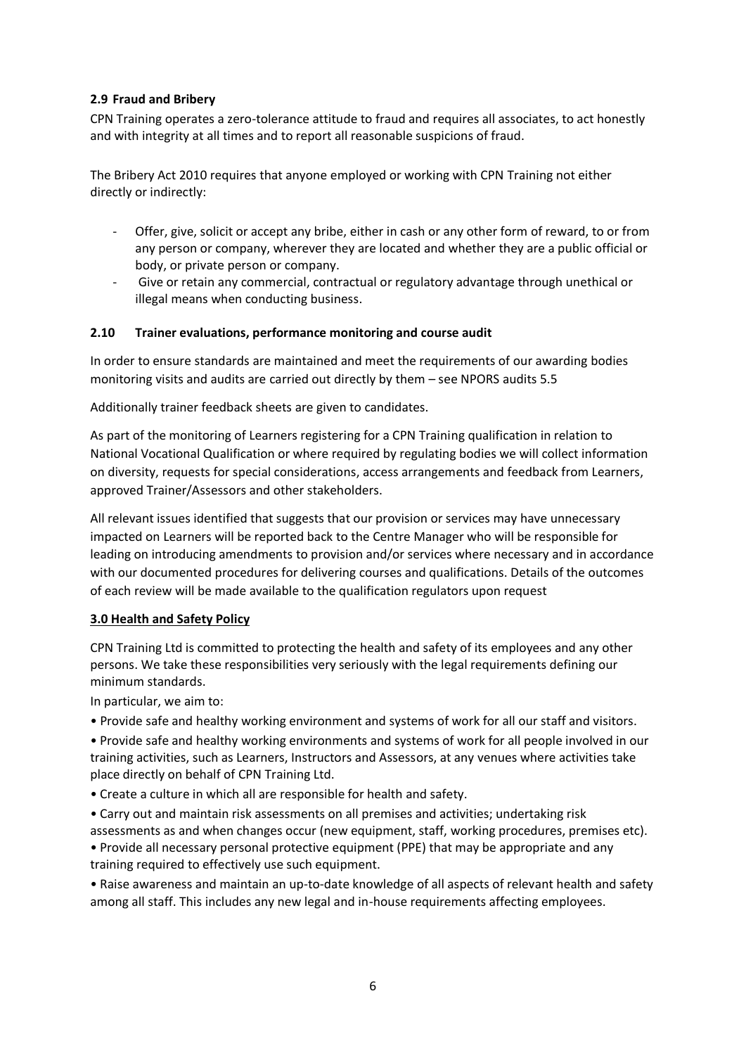### 2.9 Fraud and Bribery

CPN Training operates a zero-tolerance attitude to fraud and requires all associates, to act honestly and with integrity at all times and to report all reasonable suspicions of fraud.

The Bribery Act 2010 requires that anyone employed or working with CPN Training not either directly or indirectly:

- Offer, give, solicit or accept any bribe, either in cash or any other form of reward, to or from any person or company, wherever they are located and whether they are a public official or body, or private person or company.
- Give or retain any commercial, contractual or regulatory advantage through unethical or illegal means when conducting business.

### 2.10 Trainer evaluations, performance monitoring and course audit

In order to ensure standards are maintained and meet the requirements of our awarding bodies monitoring visits and audits are carried out directly by them – see NPORS audits 5.5

Additionally trainer feedback sheets are given to candidates.

As part of the monitoring of Learners registering for a CPN Training qualification in relation to National Vocational Qualification or where required by regulating bodies we will collect information on diversity, requests for special considerations, access arrangements and feedback from Learners, approved Trainer/Assessors and other stakeholders.

All relevant issues identified that suggests that our provision or services may have unnecessary impacted on Learners will be reported back to the Centre Manager who will be responsible for leading on introducing amendments to provision and/or services where necessary and in accordance with our documented procedures for delivering courses and qualifications. Details of the outcomes of each review will be made available to the qualification regulators upon request

## 3.0 Health and Safety Policy

CPN Training Ltd is committed to protecting the health and safety of its employees and any other persons. We take these responsibilities very seriously with the legal requirements defining our minimum standards.

In particular, we aim to:

- Provide safe and healthy working environment and systems of work for all our staff and visitors.
- Provide safe and healthy working environments and systems of work for all people involved in our training activities, such as Learners, Instructors and Assessors, at any venues where activities take place directly on behalf of CPN Training Ltd.
- Create a culture in which all are responsible for health and safety.
- Carry out and maintain risk assessments on all premises and activities; undertaking risk assessments as and when changes occur (new equipment, staff, working procedures, premises etc).
- Provide all necessary personal protective equipment (PPE) that may be appropriate and any training required to effectively use such equipment.
- Raise awareness and maintain an up-to-date knowledge of all aspects of relevant health and safety among all staff. This includes any new legal and in-house requirements affecting employees.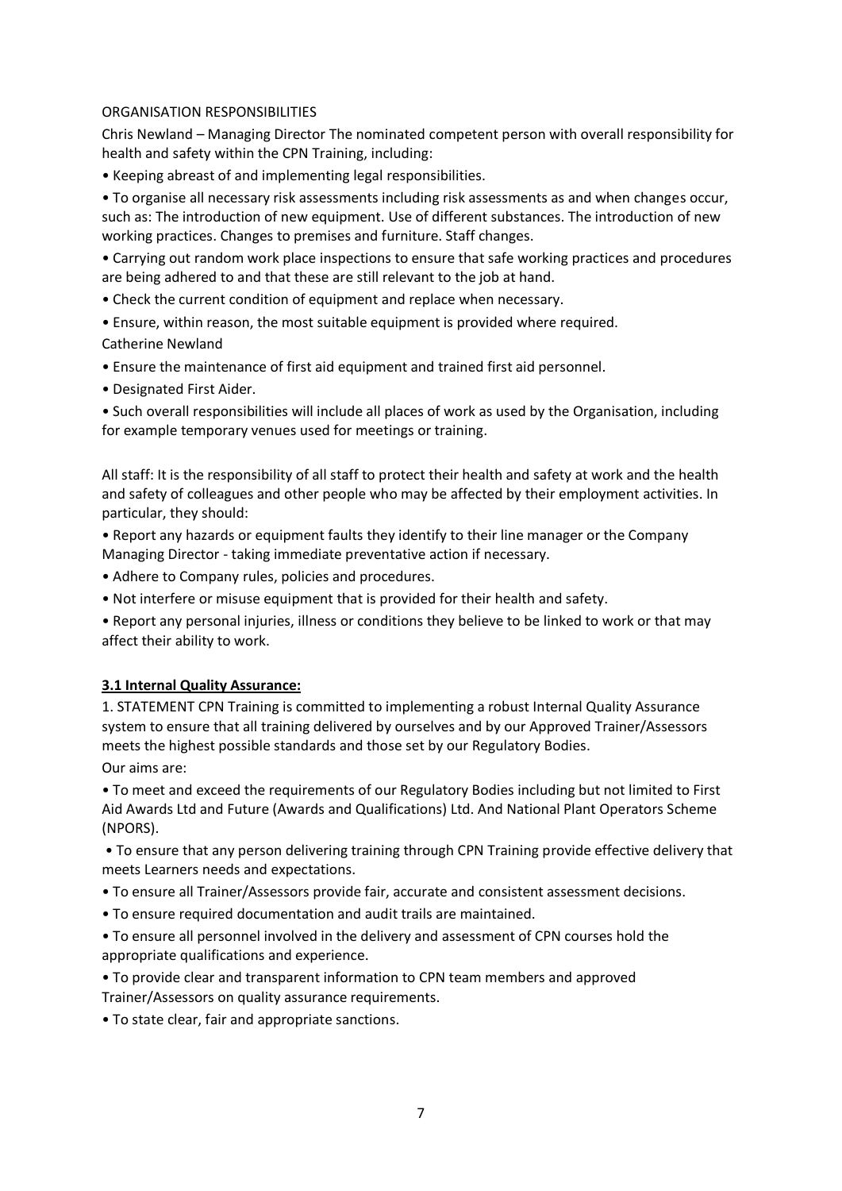ORGANISATION RESPONSIBILITIES

Chris Newland – Managing Director The nominated competent person with overall responsibility for health and safety within the CPN Training, including:

- Keeping abreast of and implementing legal responsibilities.
- To organise all necessary risk assessments including risk assessments as and when changes occur, such as: The introduction of new equipment. Use of different substances. The introduction of new working practices. Changes to premises and furniture. Staff changes.
- Carrying out random work place inspections to ensure that safe working practices and procedures are being adhered to and that these are still relevant to the job at hand.
- Check the current condition of equipment and replace when necessary.
- Ensure, within reason, the most suitable equipment is provided where required.

Catherine Newland

- Ensure the maintenance of first aid equipment and trained first aid personnel.
- Designated First Aider.
- Such overall responsibilities will include all places of work as used by the Organisation, including for example temporary venues used for meetings or training.

All staff: It is the responsibility of all staff to protect their health and safety at work and the health and safety of colleagues and other people who may be affected by their employment activities. In particular, they should:

- Report any hazards or equipment faults they identify to their line manager or the Company Managing Director - taking immediate preventative action if necessary.
- Adhere to Company rules, policies and procedures.
- Not interfere or misuse equipment that is provided for their health and safety.
- Report any personal injuries, illness or conditions they believe to be linked to work or that may affect their ability to work.

**3.1 Internal Quality Assurance:**

1. STATEMENT CPN Training is committed to implementing a robust Internal Quality Assurance system to ensure that all training delivered by ourselves and by our Approved Trainer/Assessors meets the highest possible standards and those set by our Regulatory Bodies.

Our aims are:

- To meet and exceed the requirements of our Regulatory Bodies including but not limited to First Aid Awards Ltd and Future (Awards and Qualifications) Ltd. And National Plant Operators Scheme (NPORS).
- To ensure that any person delivering training through CPN Training provide effective delivery that meets Learners needs and expectations.
- To ensure all Trainer/Assessors provide fair, accurate and consistent assessment decisions.
- To ensure required documentation and audit trails are maintained.
- To ensure all personnel involved in the delivery and assessment of CPN courses hold the appropriate qualifications and experience.
- To provide clear and transparent information to CPN team members and approved Trainer/Assessors on quality assurance requirements.
- To state clear, fair and appropriate sanctions.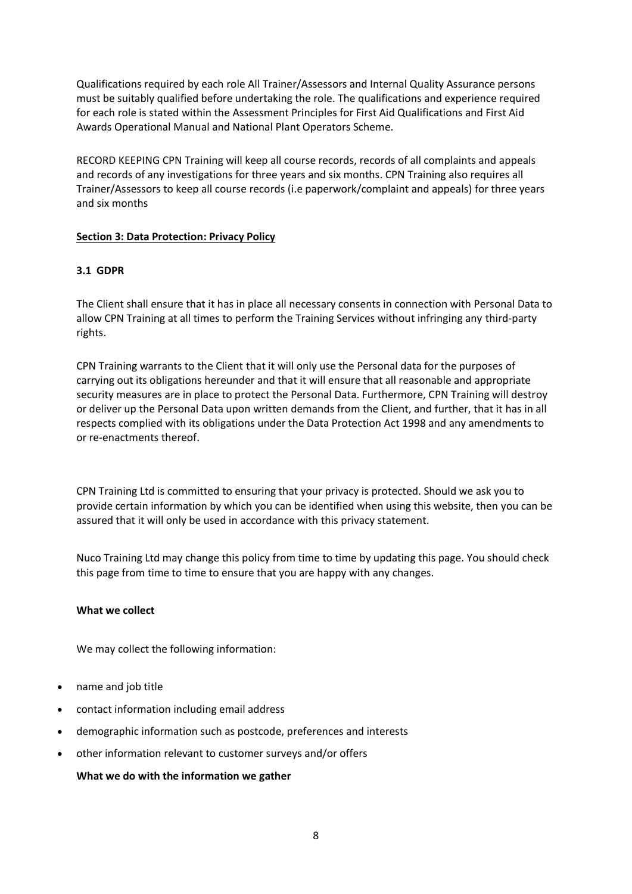Qualifications required by each role All Trainer/Assessors and Internal Quality Assurance persons must be suitably qualified before undertaking the role. The qualifications and experience required for each role is stated within the Assessment Principles for First Aid Qualifications and First Aid Awards Operational Manual and National Plant Operators Scheme.

RECORD KEEPING CPN Training will keep all course records, records of all complaints and appeals and records of any investigations for three years and six months. CPN Training also requires all Trainer/Assessors to keep all course records (i.e paperwork/complaint and appeals) for three years and six months

## Section 3: Data Protection: Privacy Policy

### 3.1 GDPR

The Client shall ensure that it has in place all necessary consents in connection with Personal Data to allow CPN Training at all times to perform the Training Services without infringing any third-party rights.

CPN Training warrants to the Client that it will only use the Personal data for the purposes of carrying out its obligations hereunder and that it will ensure that all reasonable and appropriate security measures are in place to protect the Personal Data. Furthermore, CPN Training will destroy or deliver up the Personal Data upon written demands from the Client, and further, that it has in all respects complied with its obligations under the Data Protection Act 1998 and any amendments to or re-enactments thereof.

CPN Training Ltd is committed to ensuring that your privacy is protected. Should we ask you to provide certain information by which you can be identified when using this website, then you can be assured that it will only be used in accordance with this privacy statement.

Nuco Training Ltd may change this policy from time to time by updating this page. You should check this page from time to time to ensure that you are happy with any changes.

**What we collect**

We may collect the following information:

- name and job title
- contact information including email address
- demographic information such as postcode, preferences and interests
- other information relevant to customer surveys and/or offers

**What we do with the information we gather**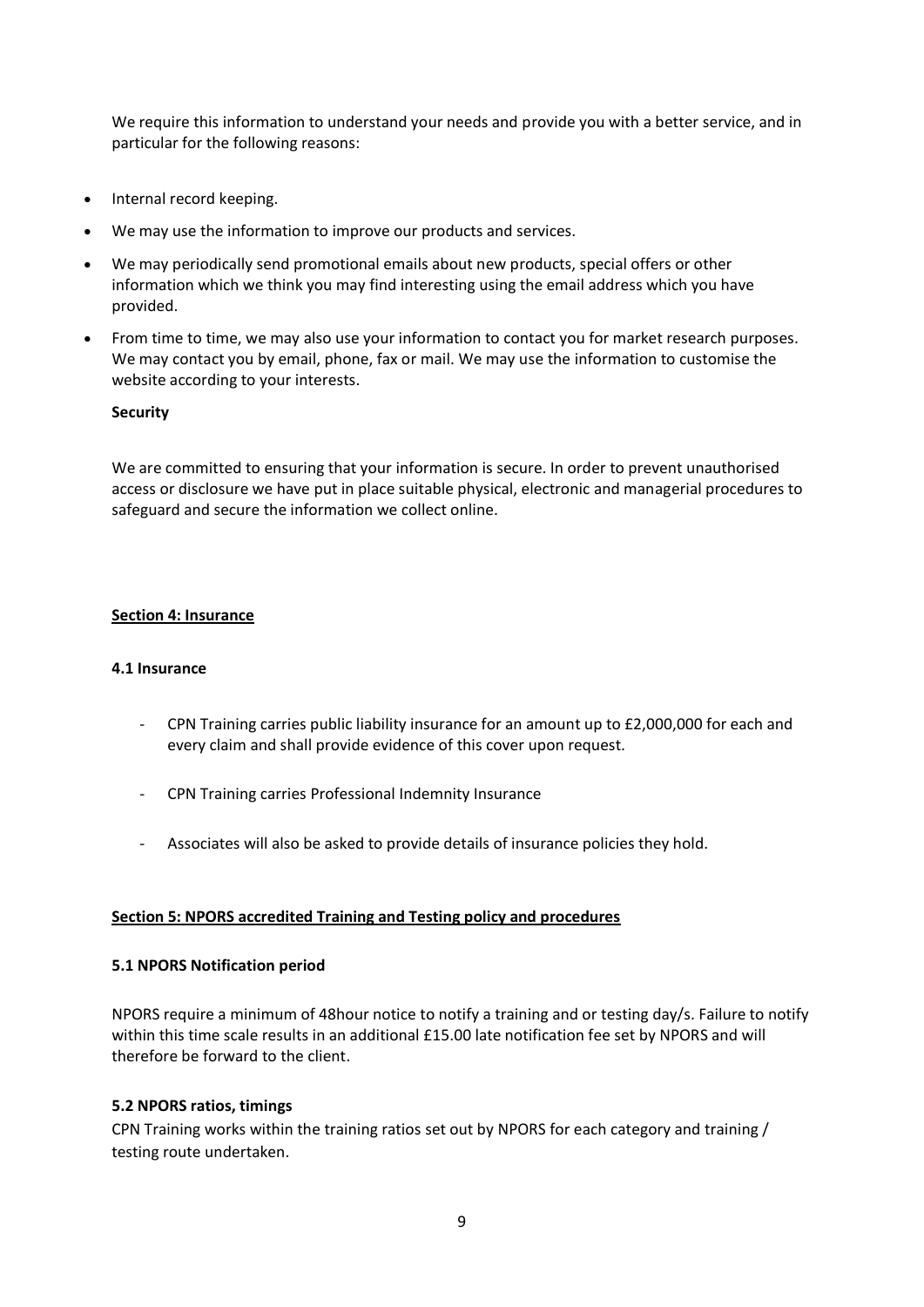We require this information to understand your needs and provide you with a better service, and in particular for the following reasons:

- Internal record keeping.
- We may use the information to improve our products and services.
- We may periodically send promotional emails about new products, special offers or other information which we think you may find interesting using the email address which you have provided.
- From time to time, we may also use your information to contact you for market research purposes. We may contact you by email, phone, fax or mail. We may use the information to customise the website according to your interests.

**Security**

We are committed to ensuring that your information is secure. In order to prevent unauthorised access or disclosure we have put in place suitable physical, electronic and managerial procedures to safeguard and secure the information we collect online.

## Section 4: Insurance

### 4.1 Insurance

- CPN Training carries public liability insurance for an amount up to £2,000,000 for each and every claim and shall provide evidence of this cover upon request.
- CPN Training carries Professional Indemnity Insurance
- Associates will also be asked to provide details of insurance policies they hold.

## Section 5: NPORS accredited Training and Testing policy and procedures

### 5.1 NPORS Notification period

NPORS require a minimum of 48hour notice to notify a training and or testing day/s. Failure to notify within this time scale results in an additional £15.00 late notification fee set by NPORS and will therefore be forward to the client.

### 5.2 NPORS ratios, timings

CPN Training works within the training ratios set out by NPORS for each category and training / testing route undertaken.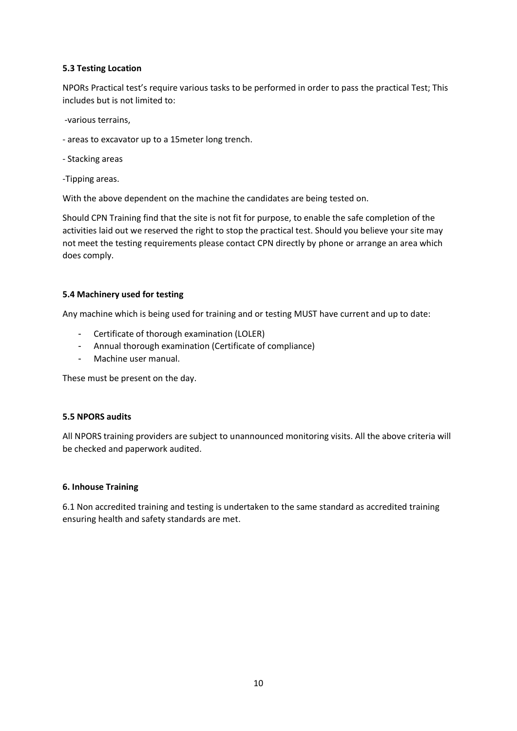**5.3 Testing Location**

NPORs Practical test's require various tasks to be performed in order to pass the practical Test; This includes but is not limited to:

-various terrains,

- areas to excavator up to a 15meter long trench.

- Stacking areas

-Tipping areas.

With the above dependent on the machine the candidates are being tested on.

Should CPN Training find that the site is not fit for purpose, to enable the safe completion of the activities laid out we reserved the right to stop the practical test. Should you believe your site may not meet the testing requirements please contact CPN directly by phone or arrange an area which does comply.

**5.4 Machinery used for testing**

Any machine which is being used for training and or testing MUST have current and up to date:

- Certificate of thorough examination (LOLER)
- Annual thorough examination (Certificate of compliance)
- Machine user manual.

These must be present on the day.

**5.5 NPORS audits**

All NPORS training providers are subject to unannounced monitoring visits. All the above criteria will be checked and paperwork audited.

**6. Inhouse Training**

6.1 Non accredited training and testing is undertaken to the same standard as accredited training ensuring health and safety standards are met.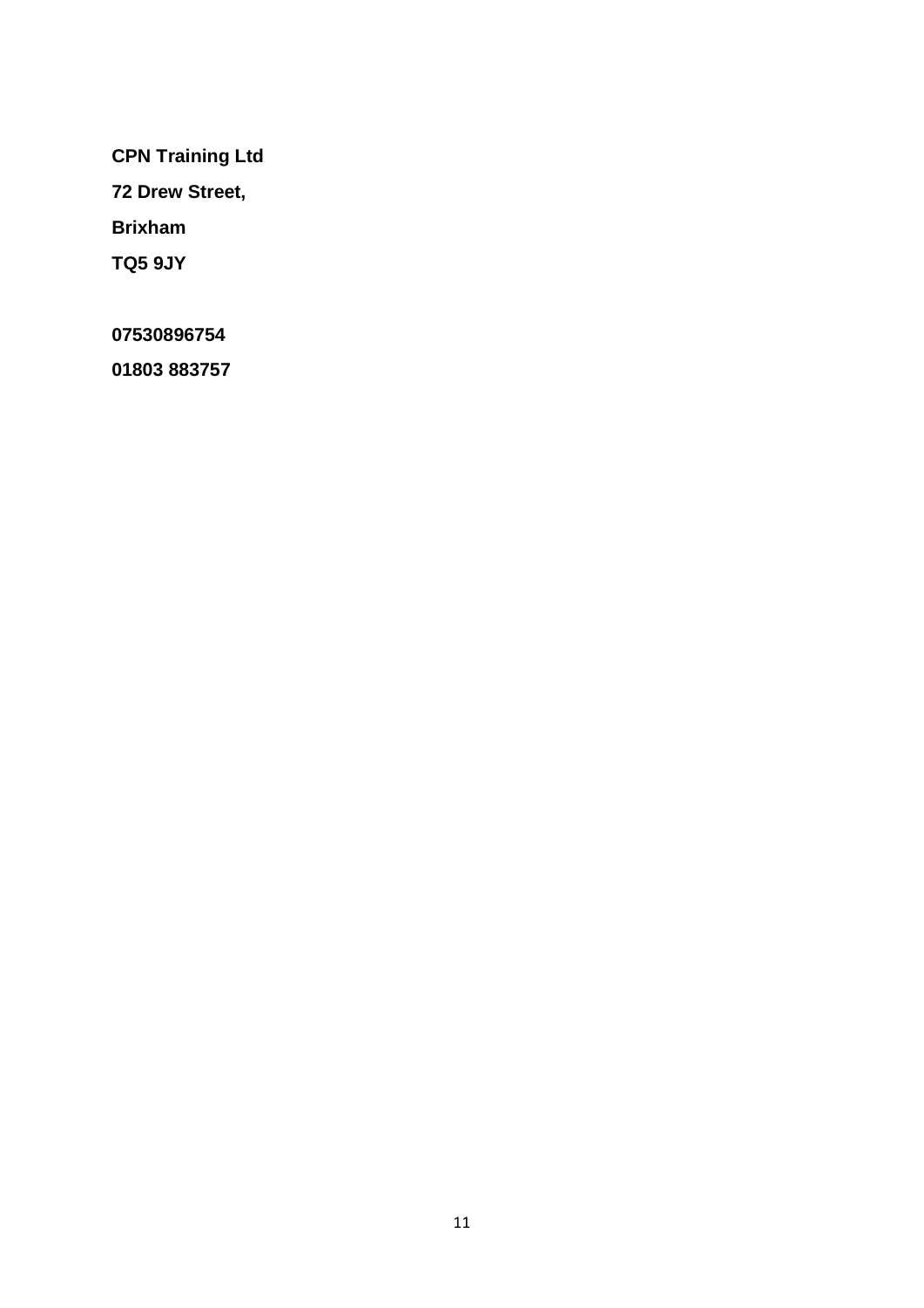**CPN Training Ltd**

**72 Drew Street,**

**Brixham**

**TQ5 9JY**

**07530896754**

**01803 883757**